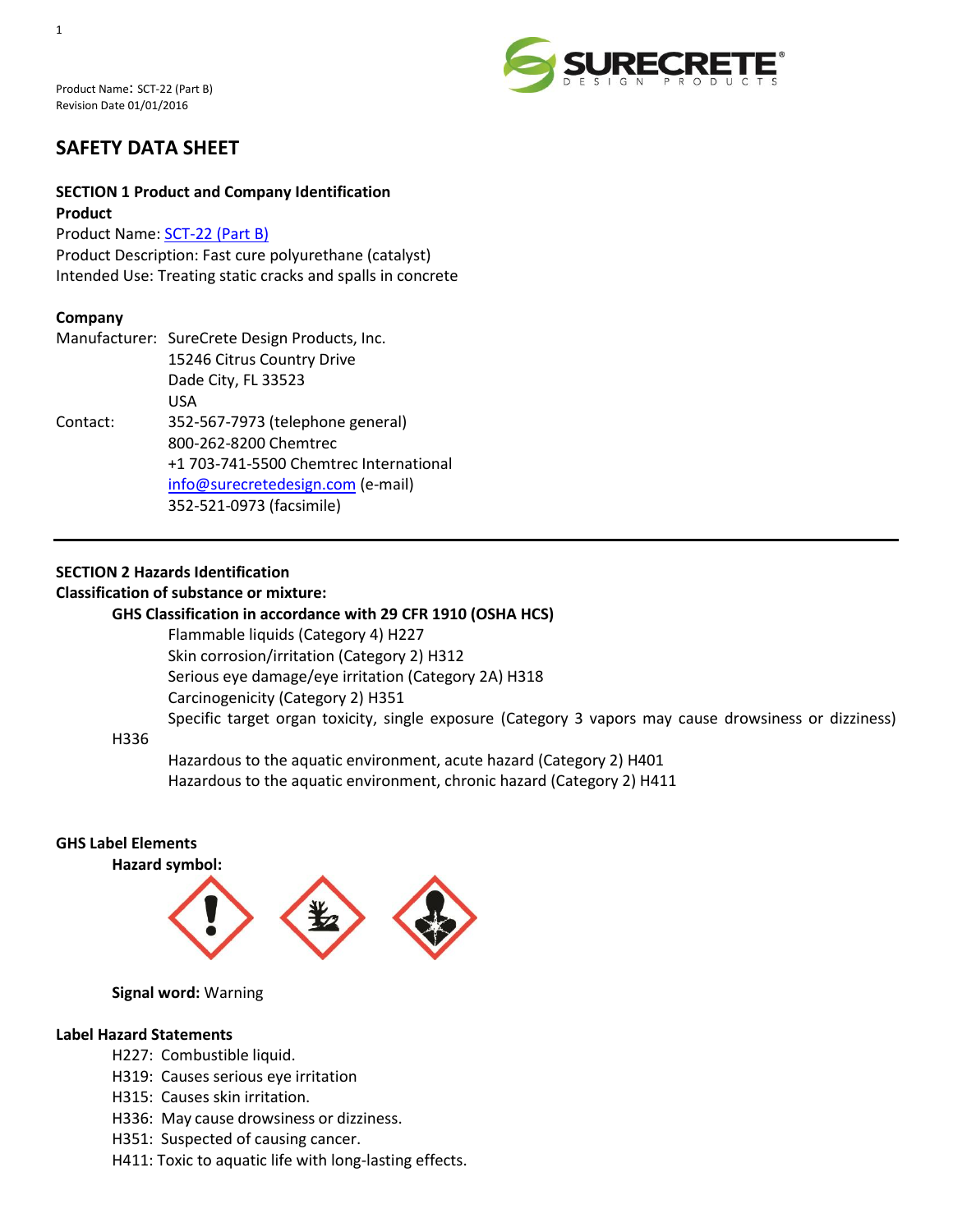Product Name: SCT-22 (Part B)
Revision Date 01/01/2016

# SAFETY DATA SHEET

## SECTION 1 Product and Company Identification

**Product**

Product Name: SCT-22 (Part B)
Product Description: Fast cure polyurethane (catalyst)
Intended Use: Treating static cracks and spalls in concrete

**Company**

Manufacturer: SureCrete Design Products, Inc.
15246 Citrus Country Drive
Dade City, FL 33523
USA

Contact: 352-567-7973 (telephone general)
800-262-8200 Chemtrec
+1 703-741-5500 Chemtrec International
info@surecretedesign.com (e-mail)
352-521-0973 (facsimile)

---

## SECTION 2 Hazards Identification

**Classification of substance or mixture:**

**GHS Classification in accordance with 29 CFR 1910 (OSHA HCS)**

Flammable liquids (Category 4) H227
Skin corrosion/irritation (Category 2) H312
Serious eye damage/eye irritation (Category 2A) H318
Carcinogenicity (Category 2) H351
Specific target organ toxicity, single exposure (Category 3 vapors may cause drowsiness or dizziness) H336
Hazardous to the aquatic environment, acute hazard (Category 2) H401
Hazardous to the aquatic environment, chronic hazard (Category 2) H411

**GHS Label Elements**

**Hazard symbol:**

**Signal word:** Warning

**Label Hazard Statements**

H227: Combustible liquid.
H319: Causes serious eye irritation
H315: Causes skin irritation.
H336: May cause drowsiness or dizziness.
H351: Suspected of causing cancer.
H411: Toxic to aquatic life with long-lasting effects.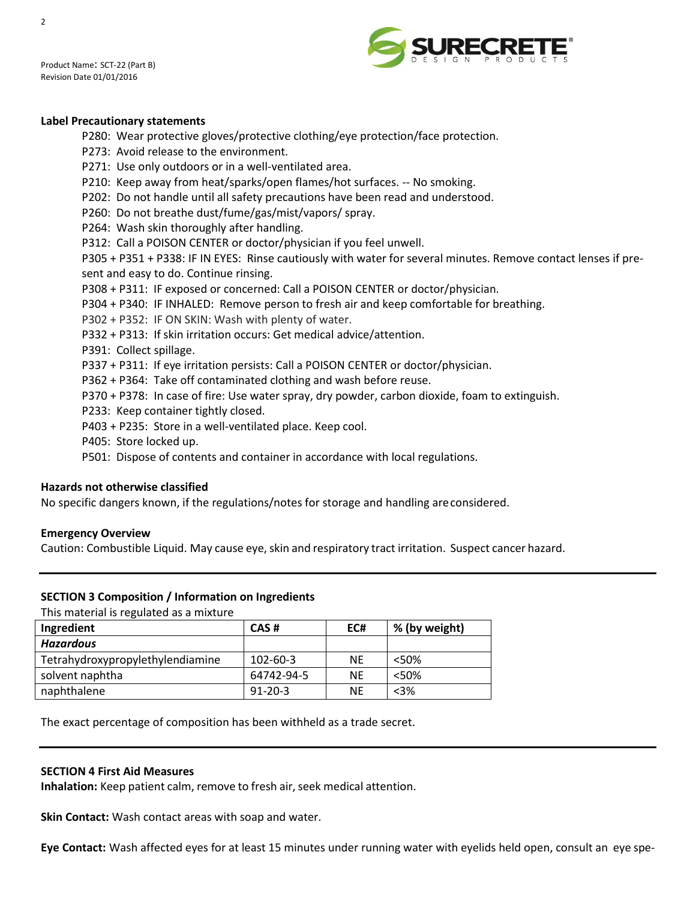**Label Precautionary statements**

P280: Wear protective gloves/protective clothing/eye protection/face protection.

P273: Avoid release to the environment.

P271: Use only outdoors or in a well-ventilated area.

P210: Keep away from heat/sparks/open flames/hot surfaces. -- No smoking.

P202: Do not handle until all safety precautions have been read and understood.

P260: Do not breathe dust/fume/gas/mist/vapors/ spray.

P264: Wash skin thoroughly after handling.

P312: Call a POISON CENTER or doctor/physician if you feel unwell.

P305 + P351 + P338: IF IN EYES: Rinse cautiously with water for several minutes. Remove contact lenses if present and easy to do. Continue rinsing.

P308 + P311: IF exposed or concerned: Call a POISON CENTER or doctor/physician.

P304 + P340: IF INHALED: Remove person to fresh air and keep comfortable for breathing.

P302 + P352: IF ON SKIN: Wash with plenty of water.

P332 + P313: If skin irritation occurs: Get medical advice/attention.

P391: Collect spillage.

P337 + P311: If eye irritation persists: Call a POISON CENTER or doctor/physician.

P362 + P364: Take off contaminated clothing and wash before reuse.

P370 + P378: In case of fire: Use water spray, dry powder, carbon dioxide, foam to extinguish.

P233: Keep container tightly closed.

P403 + P235: Store in a well-ventilated place. Keep cool.

P405: Store locked up.

P501: Dispose of contents and container in accordance with local regulations.

**Hazards not otherwise classified**

No specific dangers known, if the regulations/notes for storage and handling are considered.

**Emergency Overview**

Caution: Combustible Liquid. May cause eye, skin and respiratory tract irritation. Suspect cancer hazard.

---

**SECTION 3 Composition / Information on Ingredients**

This material is regulated as a mixture

| Ingredient | CAS # | EC# | % (by weight) |
|---|---|---|---|
| ***Hazardous*** | | | |
| Tetrahydroxypropylethylendiamine | 102-60-3 | NE | <50% |
| solvent naphtha | 64742-94-5 | NE | <50% |
| naphthalene | 91-20-3 | NE | <3% |

The exact percentage of composition has been withheld as a trade secret.

---

**SECTION 4 First Aid Measures**

**Inhalation:** Keep patient calm, remove to fresh air, seek medical attention.

**Skin Contact:** Wash contact areas with soap and water.

**Eye Contact:** Wash affected eyes for at least 15 minutes under running water with eyelids held open, consult an eye spe-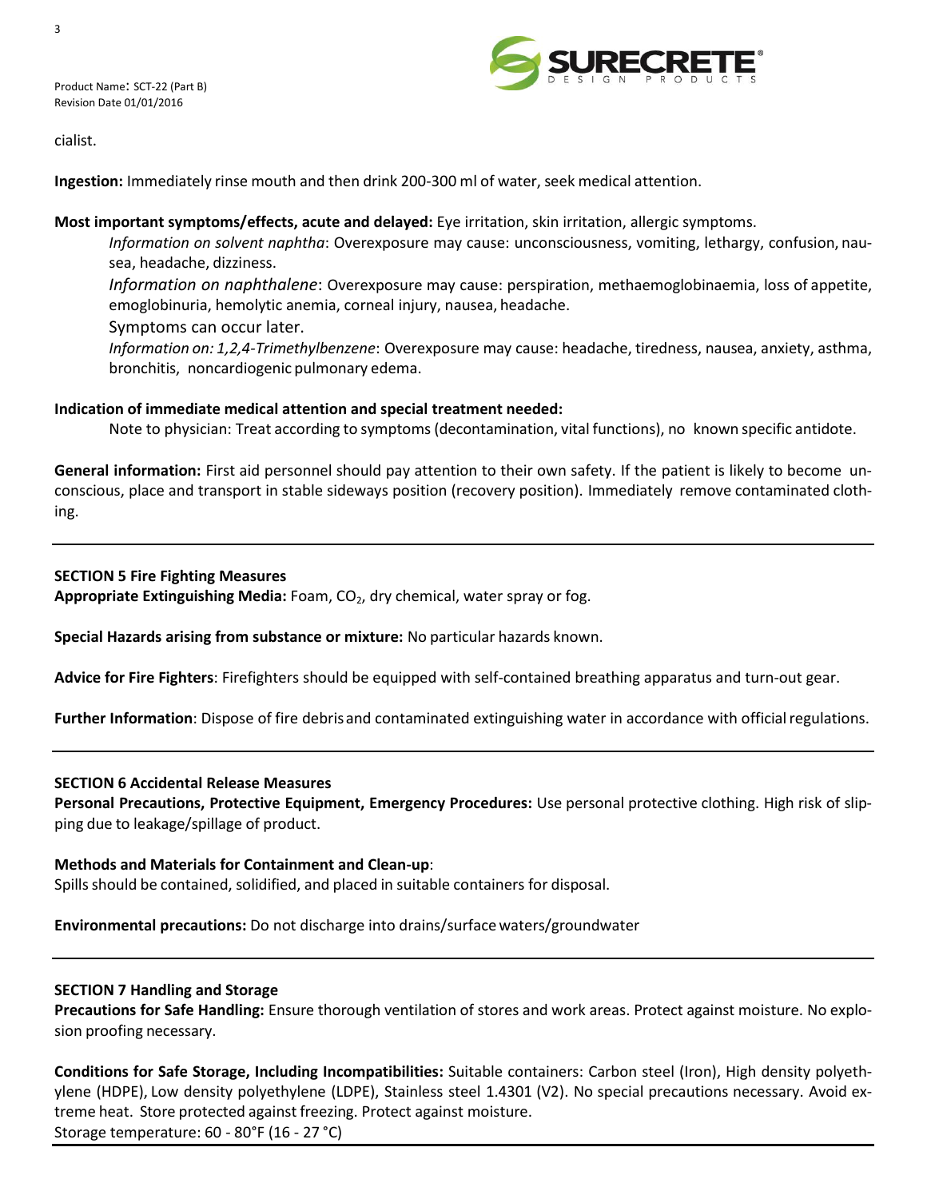cialist.

**Ingestion:** Immediately rinse mouth and then drink 200-300 ml of water, seek medical attention.

**Most important symptoms/effects, acute and delayed:** Eye irritation, skin irritation, allergic symptoms.

*Information on solvent naphtha*: Overexposure may cause: unconsciousness, vomiting, lethargy, confusion, nausea, headache, dizziness.

*Information on naphthalene*: Overexposure may cause: perspiration, methaemoglobinaemia, loss of appetite, emoglobinuria, hemolytic anemia, corneal injury, nausea, headache.

Symptoms can occur later.

*Information on: 1,2,4-Trimethylbenzene*: Overexposure may cause: headache, tiredness, nausea, anxiety, asthma, bronchitis, noncardiogenic pulmonary edema.

**Indication of immediate medical attention and special treatment needed:**

Note to physician: Treat according to symptoms (decontamination, vital functions), no known specific antidote.

**General information:** First aid personnel should pay attention to their own safety. If the patient is likely to become unconscious, place and transport in stable sideways position (recovery position). Immediately remove contaminated clothing.

---

## SECTION 5 Fire Fighting Measures

**Appropriate Extinguishing Media:** Foam, $CO_2$, dry chemical, water spray or fog.

**Special Hazards arising from substance or mixture:** No particular hazards known.

**Advice for Fire Fighters**: Firefighters should be equipped with self-contained breathing apparatus and turn-out gear.

**Further Information**: Dispose of fire debris and contaminated extinguishing water in accordance with official regulations.

---

## SECTION 6 Accidental Release Measures

**Personal Precautions, Protective Equipment, Emergency Procedures:** Use personal protective clothing. High risk of slipping due to leakage/spillage of product.

**Methods and Materials for Containment and Clean-up**:
Spills should be contained, solidified, and placed in suitable containers for disposal.

**Environmental precautions:** Do not discharge into drains/surface waters/groundwater

---

## SECTION 7 Handling and Storage

**Precautions for Safe Handling:** Ensure thorough ventilation of stores and work areas. Protect against moisture. No explosion proofing necessary.

**Conditions for Safe Storage, Including Incompatibilities:** Suitable containers: Carbon steel (Iron), High density polyethylene (HDPE), Low density polyethylene (LDPE), Stainless steel 1.4301 (V2). No special precautions necessary. Avoid extreme heat. Store protected against freezing. Protect against moisture.
Storage temperature: 60 - 80°F (16 - 27 °C)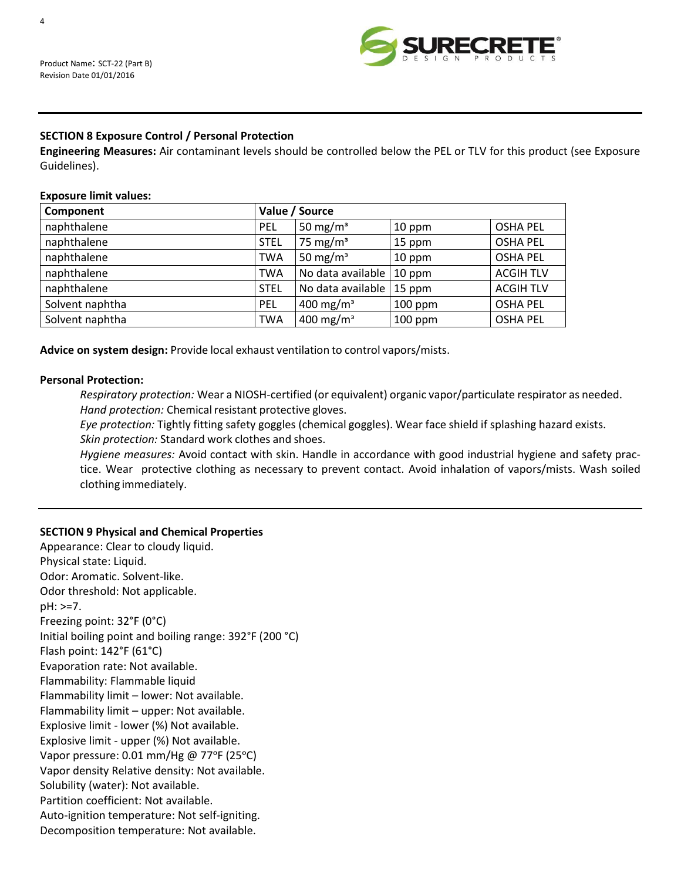## SECTION 8 Exposure Control / Personal Protection

**Engineering Measures:** Air contaminant levels should be controlled below the PEL or TLV for this product (see Exposure Guidelines).

**Exposure limit values:**

| Component | Value / Source | | | |
|---|---|---|---|---|
| naphthalene | PEL | 50 mg/m³ | 10 ppm | OSHA PEL |
| naphthalene | STEL | 75 mg/m³ | 15 ppm | OSHA PEL |
| naphthalene | TWA | 50 mg/m³ | 10 ppm | OSHA PEL |
| naphthalene | TWA | No data available | 10 ppm | ACGIH TLV |
| naphthalene | STEL | No data available | 15 ppm | ACGIH TLV |
| Solvent naphtha | PEL | 400 mg/m³ | 100 ppm | OSHA PEL |
| Solvent naphtha | TWA | 400 mg/m³ | 100 ppm | OSHA PEL |

**Advice on system design:** Provide local exhaust ventilation to control vapors/mists.

**Personal Protection:**

*Respiratory protection:* Wear a NIOSH-certified (or equivalent) organic vapor/particulate respirator as needed.
*Hand protection:* Chemical resistant protective gloves.
*Eye protection:* Tightly fitting safety goggles (chemical goggles). Wear face shield if splashing hazard exists.
*Skin protection:* Standard work clothes and shoes.
*Hygiene measures:* Avoid contact with skin. Handle in accordance with good industrial hygiene and safety practice. Wear protective clothing as necessary to prevent contact. Avoid inhalation of vapors/mists. Wash soiled clothing immediately.

## SECTION 9 Physical and Chemical Properties

Appearance: Clear to cloudy liquid.
Physical state: Liquid.
Odor: Aromatic. Solvent-like.
Odor threshold: Not applicable.
pH: >=7.
Freezing point: 32°F (0°C)
Initial boiling point and boiling range: 392°F (200 °C)
Flash point: 142°F (61°C)
Evaporation rate: Not available.
Flammability: Flammable liquid
Flammability limit – lower: Not available.
Flammability limit – upper: Not available.
Explosive limit - lower (%) Not available.
Explosive limit - upper (%) Not available.
Vapor pressure: 0.01 mm/Hg @ 77ºF (25ºC)
Vapor density Relative density: Not available.
Solubility (water): Not available.
Partition coefficient: Not available.
Auto-ignition temperature: Not self-igniting.
Decomposition temperature: Not available.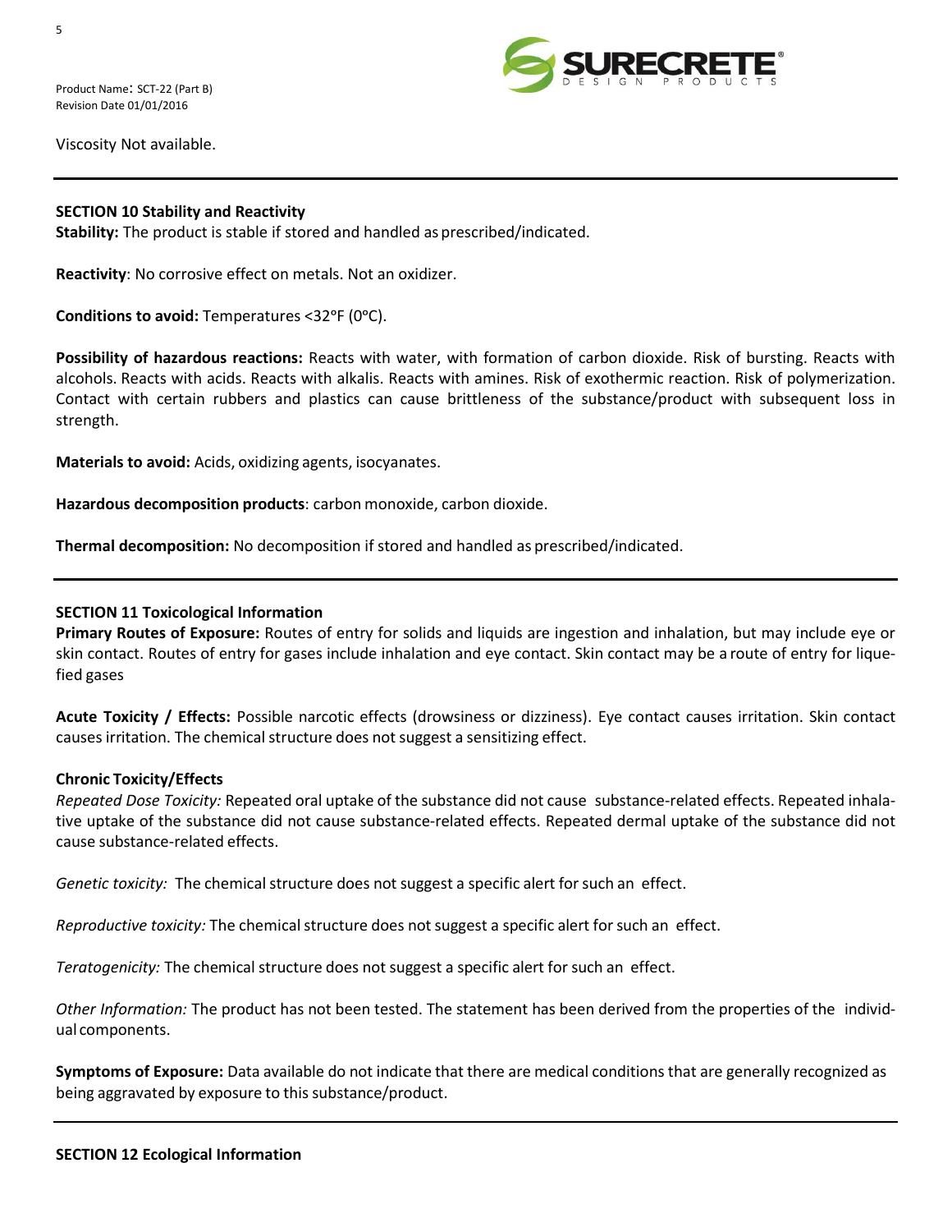Viscosity Not available.

---

## SECTION 10 Stability and Reactivity

**Stability:** The product is stable if stored and handled as prescribed/indicated.

**Reactivity**: No corrosive effect on metals. Not an oxidizer.

**Conditions to avoid:** Temperatures <32°F (0°C).

**Possibility of hazardous reactions:** Reacts with water, with formation of carbon dioxide. Risk of bursting. Reacts with alcohols. Reacts with acids. Reacts with alkalis. Reacts with amines. Risk of exothermic reaction. Risk of polymerization. Contact with certain rubbers and plastics can cause brittleness of the substance/product with subsequent loss in strength.

**Materials to avoid:** Acids, oxidizing agents, isocyanates.

**Hazardous decomposition products**: carbon monoxide, carbon dioxide.

**Thermal decomposition:** No decomposition if stored and handled as prescribed/indicated.

---

## SECTION 11 Toxicological Information

**Primary Routes of Exposure:** Routes of entry for solids and liquids are ingestion and inhalation, but may include eye or skin contact. Routes of entry for gases include inhalation and eye contact. Skin contact may be a route of entry for liquefied gases

**Acute Toxicity / Effects:** Possible narcotic effects (drowsiness or dizziness). Eye contact causes irritation. Skin contact causes irritation. The chemical structure does not suggest a sensitizing effect.

**Chronic Toxicity/Effects**

*Repeated Dose Toxicity:* Repeated oral uptake of the substance did not cause substance-related effects. Repeated inhalative uptake of the substance did not cause substance-related effects. Repeated dermal uptake of the substance did not cause substance-related effects.

*Genetic toxicity:* The chemical structure does not suggest a specific alert for such an effect.

*Reproductive toxicity:* The chemical structure does not suggest a specific alert for such an effect.

*Teratogenicity:* The chemical structure does not suggest a specific alert for such an effect.

*Other Information:* The product has not been tested. The statement has been derived from the properties of the individual components.

**Symptoms of Exposure:** Data available do not indicate that there are medical conditions that are generally recognized as being aggravated by exposure to this substance/product.

---

## SECTION 12 Ecological Information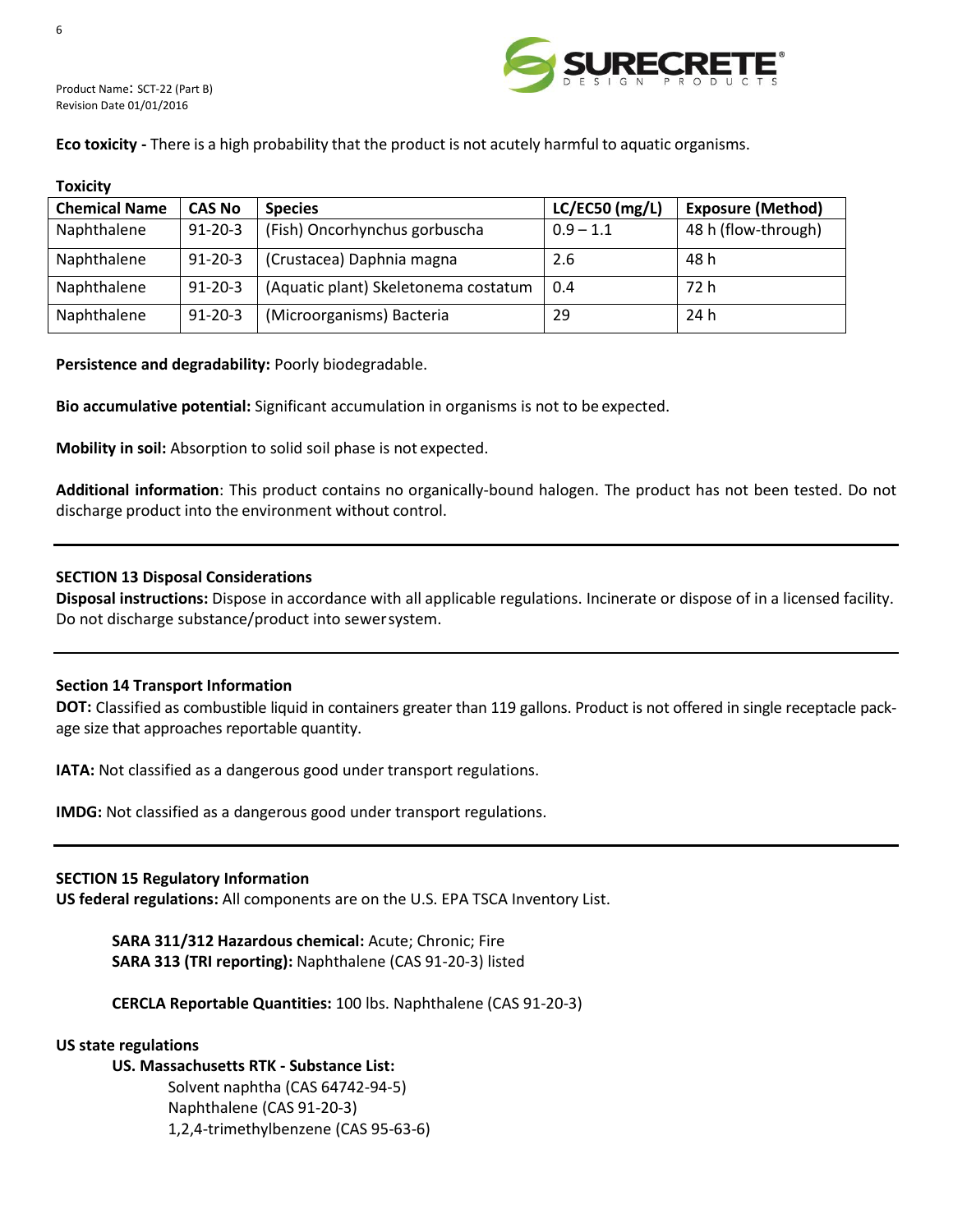**Eco toxicity -** There is a high probability that the product is not acutely harmful to aquatic organisms.

**Toxicity**

| Chemical Name | CAS No | Species | LC/EC50 (mg/L) | Exposure (Method) |
|---|---|---|---|---|
| Naphthalene | 91-20-3 | (Fish) Oncorhynchus gorbuscha | 0.9 – 1.1 | 48 h (flow-through) |
| Naphthalene | 91-20-3 | (Crustacea) Daphnia magna | 2.6 | 48 h |
| Naphthalene | 91-20-3 | (Aquatic plant) Skeletonema costatum | 0.4 | 72 h |
| Naphthalene | 91-20-3 | (Microorganisms) Bacteria | 29 | 24 h |

**Persistence and degradability:** Poorly biodegradable.

**Bio accumulative potential:** Significant accumulation in organisms is not to be expected.

**Mobility in soil:** Absorption to solid soil phase is not expected.

**Additional information**: This product contains no organically-bound halogen. The product has not been tested. Do not discharge product into the environment without control.

---

## SECTION 13 Disposal Considerations

**Disposal instructions:** Dispose in accordance with all applicable regulations. Incinerate or dispose of in a licensed facility. Do not discharge substance/product into sewer system.

---

## Section 14 Transport Information

**DOT:** Classified as combustible liquid in containers greater than 119 gallons. Product is not offered in single receptacle package size that approaches reportable quantity.

**IATA:** Not classified as a dangerous good under transport regulations.

**IMDG:** Not classified as a dangerous good under transport regulations.

---

## SECTION 15 Regulatory Information

**US federal regulations:** All components are on the U.S. EPA TSCA Inventory List.

**SARA 311/312 Hazardous chemical:** Acute; Chronic; Fire
**SARA 313 (TRI reporting):** Naphthalene (CAS 91-20-3) listed

**CERCLA Reportable Quantities:** 100 lbs. Naphthalene (CAS 91-20-3)

**US state regulations**

**US. Massachusetts RTK - Substance List:**

- Solvent naphtha (CAS 64742-94-5)
- Naphthalene (CAS 91-20-3)
- 1,2,4-trimethylbenzene (CAS 95-63-6)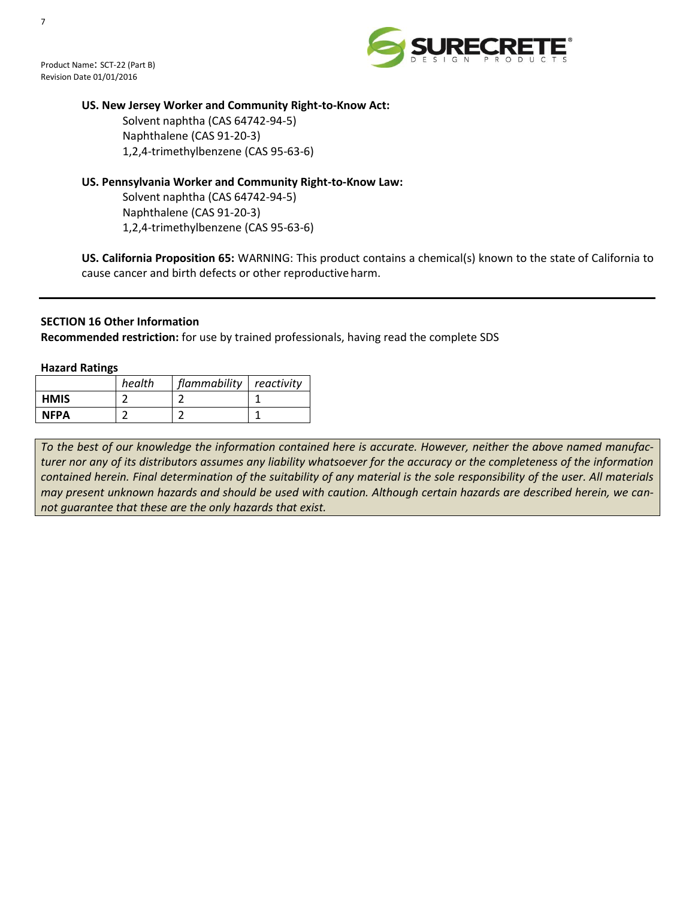**US. New Jersey Worker and Community Right-to-Know Act:**

Solvent naphtha (CAS 64742-94-5)
Naphthalene (CAS 91-20-3)
1,2,4-trimethylbenzene (CAS 95-63-6)

**US. Pennsylvania Worker and Community Right-to-Know Law:**

Solvent naphtha (CAS 64742-94-5)
Naphthalene (CAS 91-20-3)
1,2,4-trimethylbenzene (CAS 95-63-6)

**US. California Proposition 65:** WARNING: This product contains a chemical(s) known to the state of California to cause cancer and birth defects or other reproductive harm.

---

## SECTION 16 Other Information

**Recommended restriction:** for use by trained professionals, having read the complete SDS

**Hazard Ratings**

| | *health* | *flammability* | *reactivity* |
|---|---|---|---|
| **HMIS** | 2 | 2 | 1 |
| **NFPA** | 2 | 2 | 1 |

*To the best of our knowledge the information contained here is accurate. However, neither the above named manufacturer nor any of its distributors assumes any liability whatsoever for the accuracy or the completeness of the information contained herein. Final determination of the suitability of any material is the sole responsibility of the user. All materials may present unknown hazards and should be used with caution. Although certain hazards are described herein, we cannot guarantee that these are the only hazards that exist.*